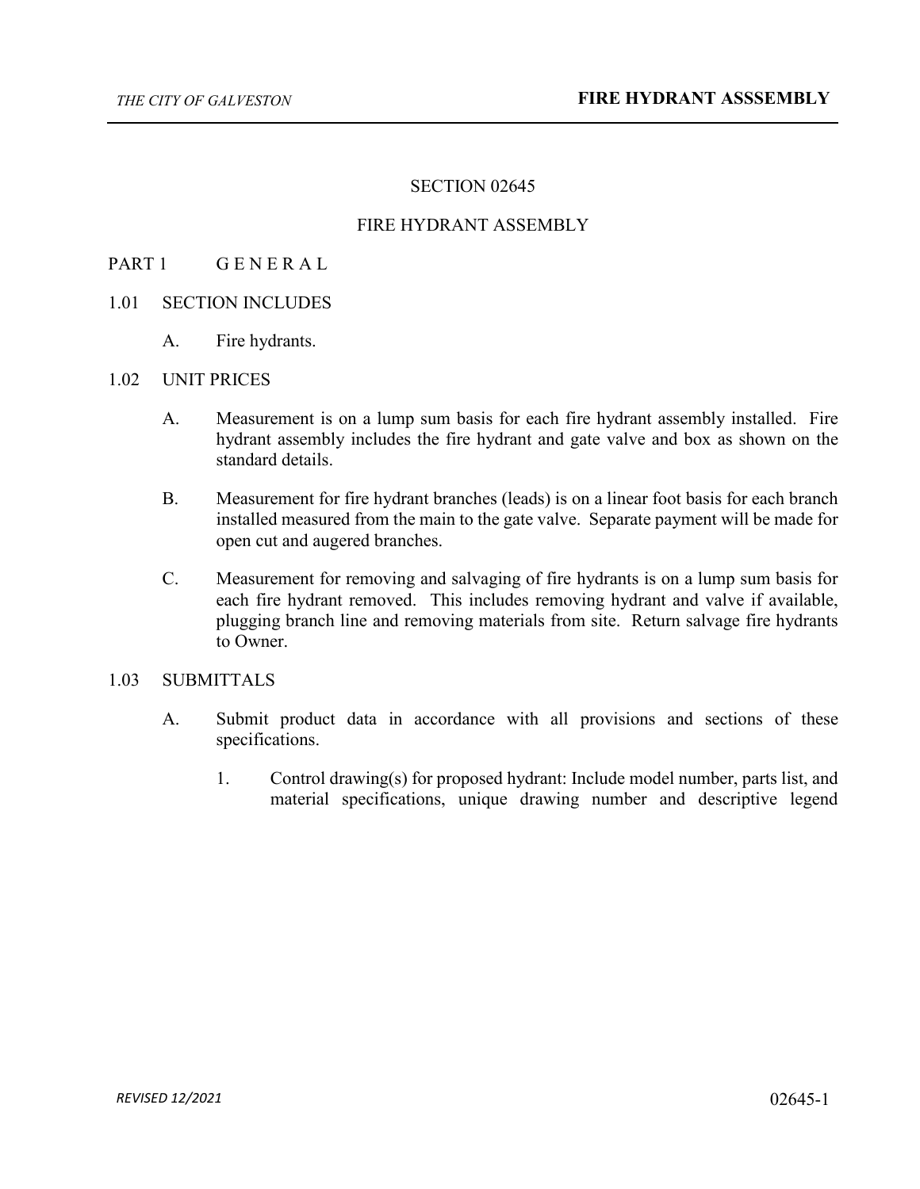## SECTION 02645

## FIRE HYDRANT ASSEMBLY

### PART 1 G E N E R A L

#### 1.01 SECTION INCLUDES

A. Fire hydrants.

#### 1.02 UNIT PRICES

A. Measurement is on a lump sum basis for each fire hydrant assembly installed. Fire hydrant assembly includes the fire hydrant and gate valve and box as shown on the standard details.

B. Measurement for fire hydrant branches (leads) is on a linear foot basis for each branch installed measured from the main to the gate valve. Separate payment will be made for open cut and augered branches.

C. Measurement for removing and salvaging of fire hydrants is on a lump sum basis for each fire hydrant removed. This includes removing hydrant and valve if available, plugging branch line and removing materials from site. Return salvage fire hydrants to Owner.

#### 1.03 SUBMITTALS

A. Submit product data in accordance with all provisions and sections of these specifications.

1. Control drawing(s) for proposed hydrant: Include model number, parts list, and material specifications, unique drawing number and descriptive legend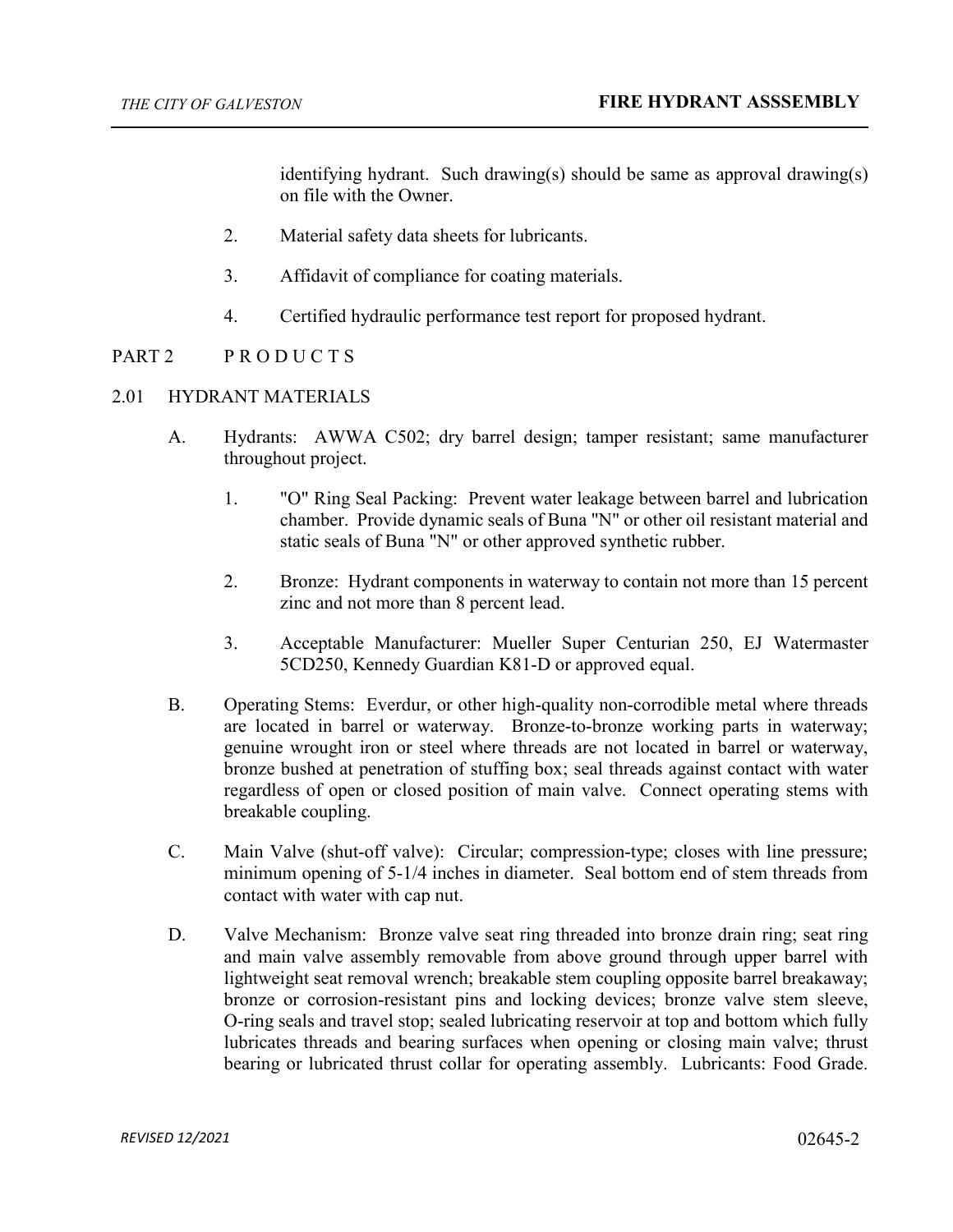identifying hydrant. Such drawing(s) should be same as approval drawing(s) on file with the Owner.

2. Material safety data sheets for lubricants.

3. Affidavit of compliance for coating materials.

4. Certified hydraulic performance test report for proposed hydrant.

## PART 2 P R O D U C T S

### 2.01 HYDRANT MATERIALS

A. Hydrants: AWWA C502; dry barrel design; tamper resistant; same manufacturer throughout project.

1. "O" Ring Seal Packing: Prevent water leakage between barrel and lubrication chamber. Provide dynamic seals of Buna "N" or other oil resistant material and static seals of Buna "N" or other approved synthetic rubber.

2. Bronze: Hydrant components in waterway to contain not more than 15 percent zinc and not more than 8 percent lead.

3. Acceptable Manufacturer: Mueller Super Centurian 250, EJ Watermaster 5CD250, Kennedy Guardian K81-D or approved equal.

B. Operating Stems: Everdur, or other high-quality non-corrodible metal where threads are located in barrel or waterway. Bronze-to-bronze working parts in waterway; genuine wrought iron or steel where threads are not located in barrel or waterway, bronze bushed at penetration of stuffing box; seal threads against contact with water regardless of open or closed position of main valve. Connect operating stems with breakable coupling.

C. Main Valve (shut-off valve): Circular; compression-type; closes with line pressure; minimum opening of 5-1/4 inches in diameter. Seal bottom end of stem threads from contact with water with cap nut.

D. Valve Mechanism: Bronze valve seat ring threaded into bronze drain ring; seat ring and main valve assembly removable from above ground through upper barrel with lightweight seat removal wrench; breakable stem coupling opposite barrel breakaway; bronze or corrosion-resistant pins and locking devices; bronze valve stem sleeve, O-ring seals and travel stop; sealed lubricating reservoir at top and bottom which fully lubricates threads and bearing surfaces when opening or closing main valve; thrust bearing or lubricated thrust collar for operating assembly. Lubricants: Food Grade.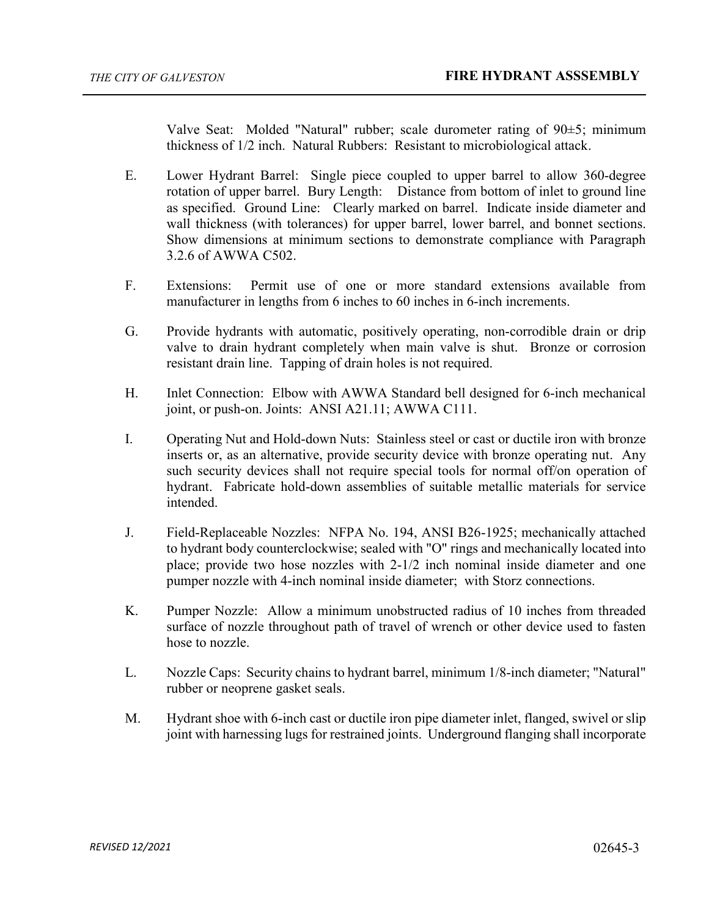Valve Seat: Molded "Natural" rubber; scale durometer rating of 90±5; minimum thickness of 1/2 inch. Natural Rubbers: Resistant to microbiological attack.

E. Lower Hydrant Barrel: Single piece coupled to upper barrel to allow 360-degree rotation of upper barrel. Bury Length: Distance from bottom of inlet to ground line as specified. Ground Line: Clearly marked on barrel. Indicate inside diameter and wall thickness (with tolerances) for upper barrel, lower barrel, and bonnet sections. Show dimensions at minimum sections to demonstrate compliance with Paragraph 3.2.6 of AWWA C502.

F. Extensions: Permit use of one or more standard extensions available from manufacturer in lengths from 6 inches to 60 inches in 6-inch increments.

G. Provide hydrants with automatic, positively operating, non-corrodible drain or drip valve to drain hydrant completely when main valve is shut. Bronze or corrosion resistant drain line. Tapping of drain holes is not required.

H. Inlet Connection: Elbow with AWWA Standard bell designed for 6-inch mechanical joint, or push-on. Joints: ANSI A21.11; AWWA C111.

I. Operating Nut and Hold-down Nuts: Stainless steel or cast or ductile iron with bronze inserts or, as an alternative, provide security device with bronze operating nut. Any such security devices shall not require special tools for normal off/on operation of hydrant. Fabricate hold-down assemblies of suitable metallic materials for service intended.

J. Field-Replaceable Nozzles: NFPA No. 194, ANSI B26-1925; mechanically attached to hydrant body counterclockwise; sealed with "O" rings and mechanically located into place; provide two hose nozzles with 2-1/2 inch nominal inside diameter and one pumper nozzle with 4-inch nominal inside diameter; with Storz connections.

K. Pumper Nozzle: Allow a minimum unobstructed radius of 10 inches from threaded surface of nozzle throughout path of travel of wrench or other device used to fasten hose to nozzle.

L. Nozzle Caps: Security chains to hydrant barrel, minimum 1/8-inch diameter; "Natural" rubber or neoprene gasket seals.

M. Hydrant shoe with 6-inch cast or ductile iron pipe diameter inlet, flanged, swivel or slip joint with harnessing lugs for restrained joints. Underground flanging shall incorporate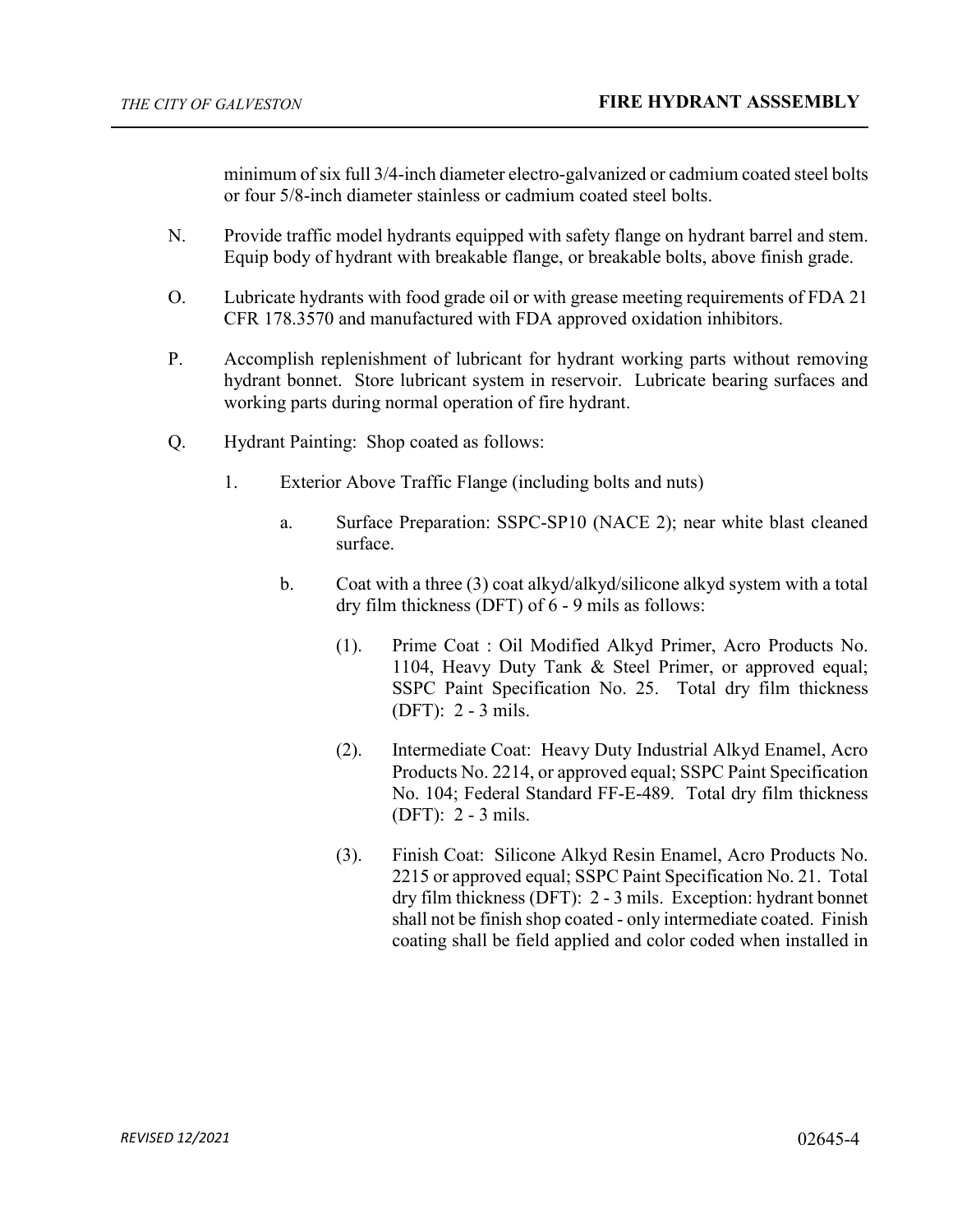minimum of six full 3/4-inch diameter electro-galvanized or cadmium coated steel bolts or four 5/8-inch diameter stainless or cadmium coated steel bolts.

N. Provide traffic model hydrants equipped with safety flange on hydrant barrel and stem. Equip body of hydrant with breakable flange, or breakable bolts, above finish grade.

O. Lubricate hydrants with food grade oil or with grease meeting requirements of FDA 21 CFR 178.3570 and manufactured with FDA approved oxidation inhibitors.

P. Accomplish replenishment of lubricant for hydrant working parts without removing hydrant bonnet. Store lubricant system in reservoir. Lubricate bearing surfaces and working parts during normal operation of fire hydrant.

Q. Hydrant Painting: Shop coated as follows:

1. Exterior Above Traffic Flange (including bolts and nuts)

   a. Surface Preparation: SSPC-SP10 (NACE 2); near white blast cleaned surface.

   b. Coat with a three (3) coat alkyd/alkyd/silicone alkyd system with a total dry film thickness (DFT) of 6 - 9 mils as follows:

      (1). Prime Coat : Oil Modified Alkyd Primer, Acro Products No. 1104, Heavy Duty Tank & Steel Primer, or approved equal; SSPC Paint Specification No. 25. Total dry film thickness (DFT): 2 - 3 mils.

      (2). Intermediate Coat: Heavy Duty Industrial Alkyd Enamel, Acro Products No. 2214, or approved equal; SSPC Paint Specification No. 104; Federal Standard FF-E-489. Total dry film thickness (DFT): 2 - 3 mils.

      (3). Finish Coat: Silicone Alkyd Resin Enamel, Acro Products No. 2215 or approved equal; SSPC Paint Specification No. 21. Total dry film thickness (DFT): 2 - 3 mils. Exception: hydrant bonnet shall not be finish shop coated - only intermediate coated. Finish coating shall be field applied and color coded when installed in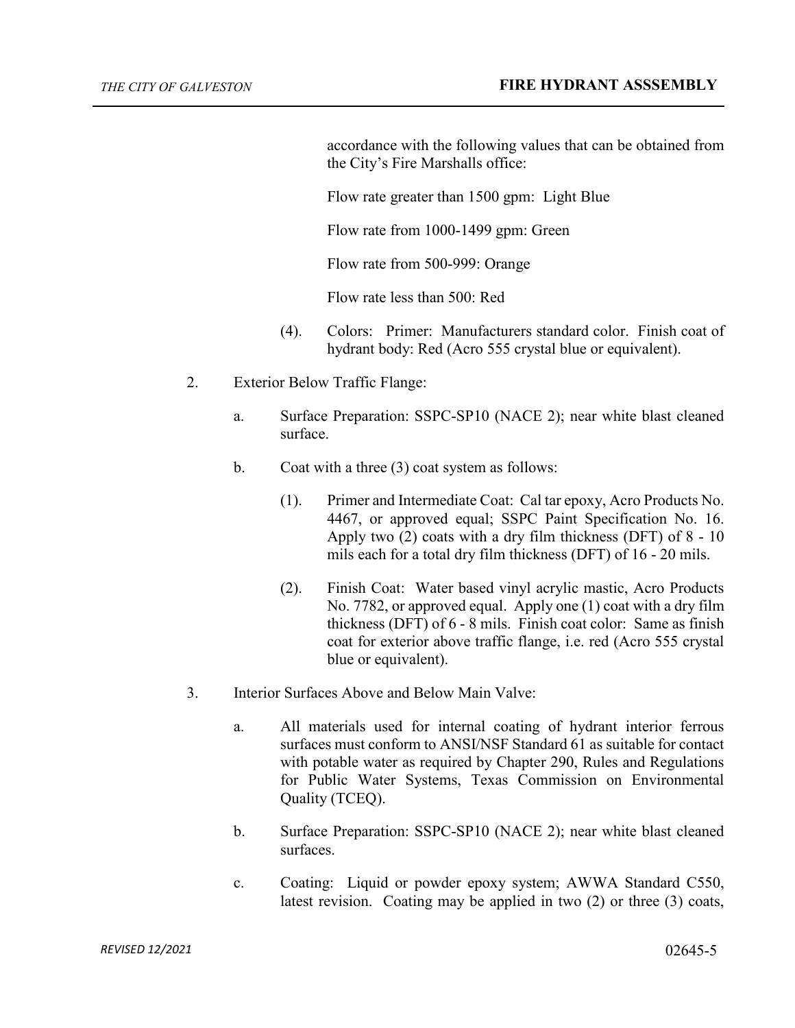accordance with the following values that can be obtained from the City's Fire Marshalls office:

Flow rate greater than 1500 gpm: Light Blue

Flow rate from 1000-1499 gpm: Green

Flow rate from 500-999: Orange

Flow rate less than 500: Red

(4). Colors: Primer: Manufacturers standard color. Finish coat of hydrant body: Red (Acro 555 crystal blue or equivalent).

2. Exterior Below Traffic Flange:

   a. Surface Preparation: SSPC-SP10 (NACE 2); near white blast cleaned surface.

   b. Coat with a three (3) coat system as follows:

      (1). Primer and Intermediate Coat: Cal tar epoxy, Acro Products No. 4467, or approved equal; SSPC Paint Specification No. 16. Apply two (2) coats with a dry film thickness (DFT) of 8 - 10 mils each for a total dry film thickness (DFT) of 16 - 20 mils.

      (2). Finish Coat: Water based vinyl acrylic mastic, Acro Products No. 7782, or approved equal. Apply one (1) coat with a dry film thickness (DFT) of 6 - 8 mils. Finish coat color: Same as finish coat for exterior above traffic flange, i.e. red (Acro 555 crystal blue or equivalent).

3. Interior Surfaces Above and Below Main Valve:

   a. All materials used for internal coating of hydrant interior ferrous surfaces must conform to ANSI/NSF Standard 61 as suitable for contact with potable water as required by Chapter 290, Rules and Regulations for Public Water Systems, Texas Commission on Environmental Quality (TCEQ).

   b. Surface Preparation: SSPC-SP10 (NACE 2); near white blast cleaned surfaces.

   c. Coating: Liquid or powder epoxy system; AWWA Standard C550, latest revision. Coating may be applied in two (2) or three (3) coats,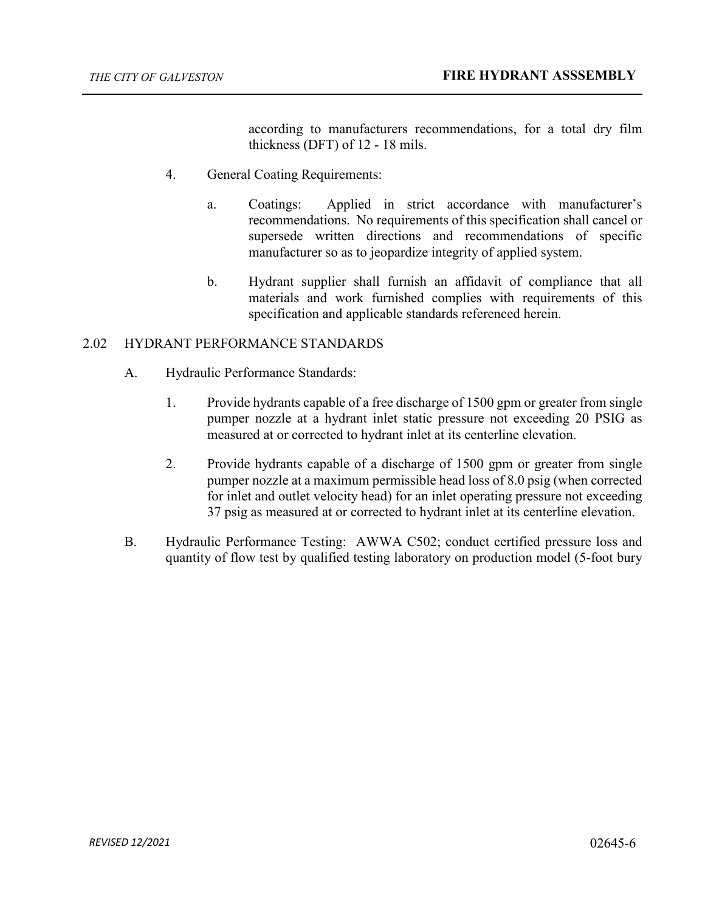according to manufacturers recommendations, for a total dry film thickness (DFT) of 12 - 18 mils.

4. General Coating Requirements:

   a. Coatings: Applied in strict accordance with manufacturer's recommendations. No requirements of this specification shall cancel or supersede written directions and recommendations of specific manufacturer so as to jeopardize integrity of applied system.

   b. Hydrant supplier shall furnish an affidavit of compliance that all materials and work furnished complies with requirements of this specification and applicable standards referenced herein.

## 2.02 HYDRANT PERFORMANCE STANDARDS

A. Hydraulic Performance Standards:

   1. Provide hydrants capable of a free discharge of 1500 gpm or greater from single pumper nozzle at a hydrant inlet static pressure not exceeding 20 PSIG as measured at or corrected to hydrant inlet at its centerline elevation.

   2. Provide hydrants capable of a discharge of 1500 gpm or greater from single pumper nozzle at a maximum permissible head loss of 8.0 psig (when corrected for inlet and outlet velocity head) for an inlet operating pressure not exceeding 37 psig as measured at or corrected to hydrant inlet at its centerline elevation.

B. Hydraulic Performance Testing: AWWA C502; conduct certified pressure loss and quantity of flow test by qualified testing laboratory on production model (5-foot bury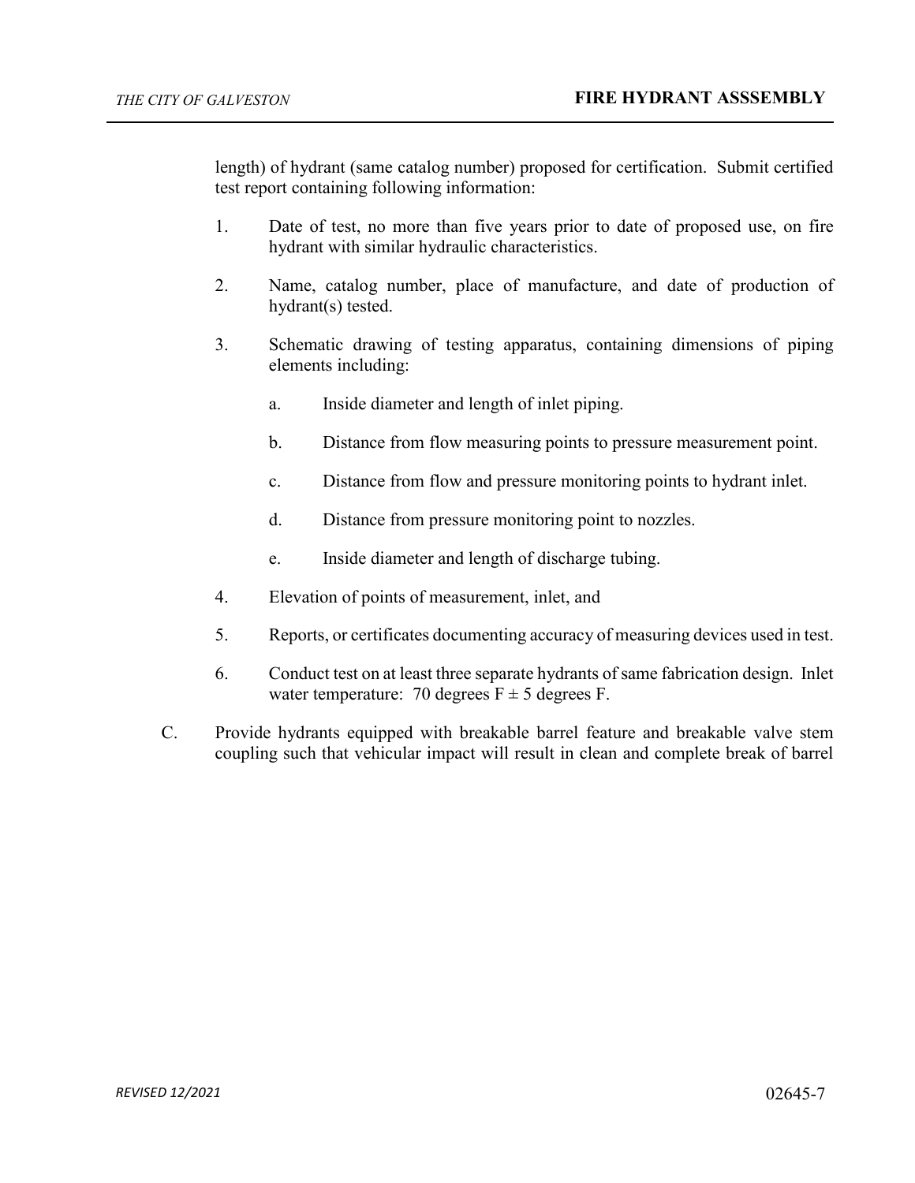length) of hydrant (same catalog number) proposed for certification. Submit certified test report containing following information:

1. Date of test, no more than five years prior to date of proposed use, on fire hydrant with similar hydraulic characteristics.

2. Name, catalog number, place of manufacture, and date of production of hydrant(s) tested.

3. Schematic drawing of testing apparatus, containing dimensions of piping elements including:

   a. Inside diameter and length of inlet piping.

   b. Distance from flow measuring points to pressure measurement point.

   c. Distance from flow and pressure monitoring points to hydrant inlet.

   d. Distance from pressure monitoring point to nozzles.

   e. Inside diameter and length of discharge tubing.

4. Elevation of points of measurement, inlet, and

5. Reports, or certificates documenting accuracy of measuring devices used in test.

6. Conduct test on at least three separate hydrants of same fabrication design. Inlet water temperature: 70 degrees F ± 5 degrees F.

C. Provide hydrants equipped with breakable barrel feature and breakable valve stem coupling such that vehicular impact will result in clean and complete break of barrel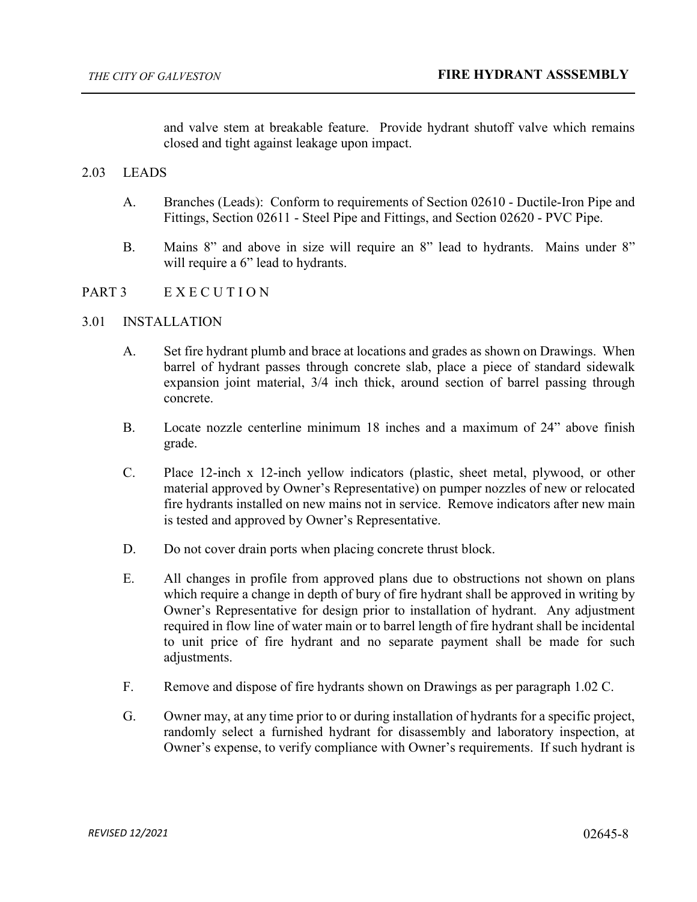and valve stem at breakable feature. Provide hydrant shutoff valve which remains closed and tight against leakage upon impact.

## 2.03 LEADS

A. Branches (Leads): Conform to requirements of Section 02610 - Ductile-Iron Pipe and Fittings, Section 02611 - Steel Pipe and Fittings, and Section 02620 - PVC Pipe.

B. Mains 8" and above in size will require an 8" lead to hydrants. Mains under 8" will require a 6" lead to hydrants.

# PART 3 E X E C U T I O N

## 3.01 INSTALLATION

A. Set fire hydrant plumb and brace at locations and grades as shown on Drawings. When barrel of hydrant passes through concrete slab, place a piece of standard sidewalk expansion joint material, 3/4 inch thick, around section of barrel passing through concrete.

B. Locate nozzle centerline minimum 18 inches and a maximum of 24" above finish grade.

C. Place 12-inch x 12-inch yellow indicators (plastic, sheet metal, plywood, or other material approved by Owner's Representative) on pumper nozzles of new or relocated fire hydrants installed on new mains not in service. Remove indicators after new main is tested and approved by Owner's Representative.

D. Do not cover drain ports when placing concrete thrust block.

E. All changes in profile from approved plans due to obstructions not shown on plans which require a change in depth of bury of fire hydrant shall be approved in writing by Owner's Representative for design prior to installation of hydrant. Any adjustment required in flow line of water main or to barrel length of fire hydrant shall be incidental to unit price of fire hydrant and no separate payment shall be made for such adjustments.

F. Remove and dispose of fire hydrants shown on Drawings as per paragraph 1.02 C.

G. Owner may, at any time prior to or during installation of hydrants for a specific project, randomly select a furnished hydrant for disassembly and laboratory inspection, at Owner's expense, to verify compliance with Owner's requirements. If such hydrant is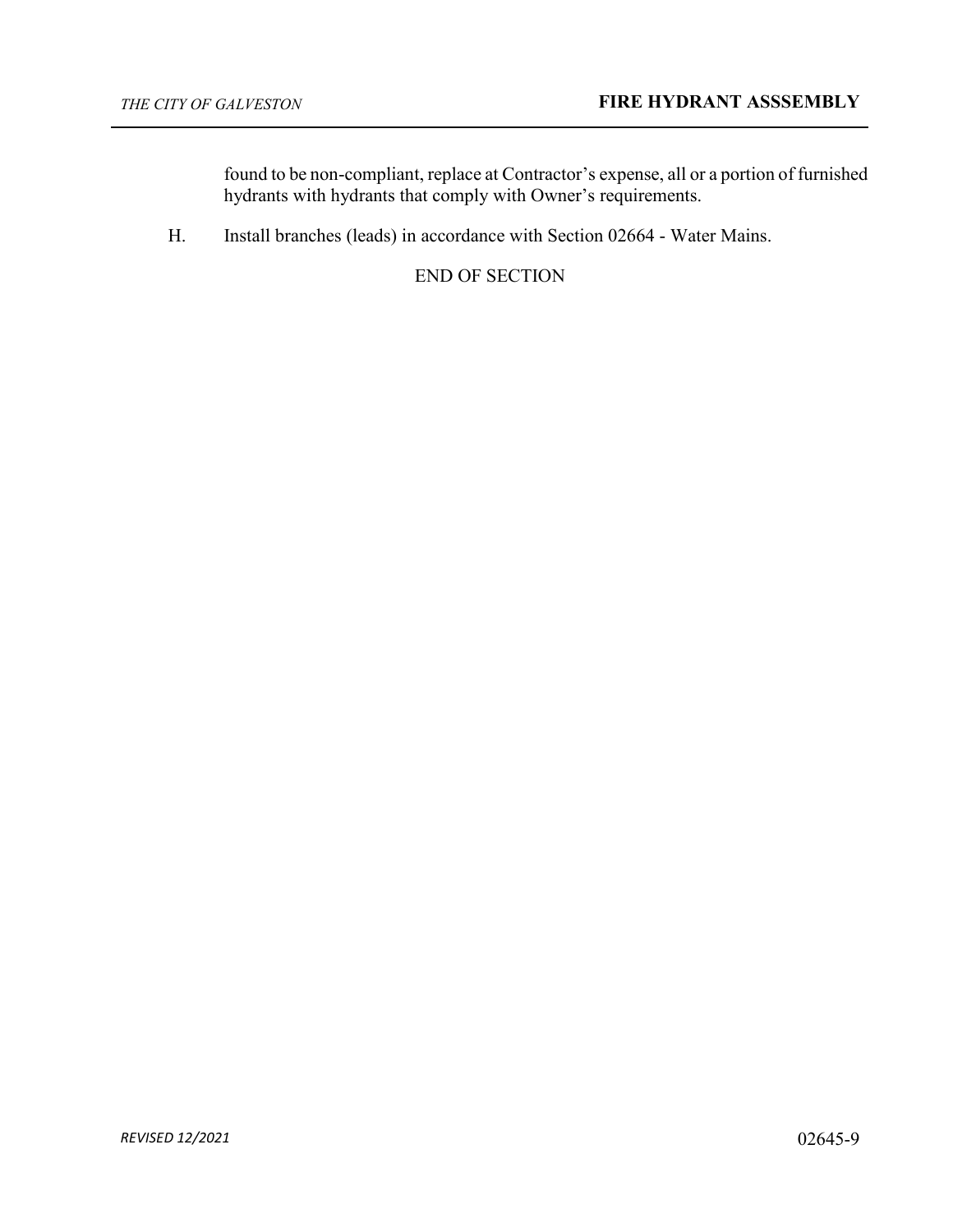found to be non-compliant, replace at Contractor's expense, all or a portion of furnished hydrants with hydrants that comply with Owner's requirements.

H. Install branches (leads) in accordance with Section 02664 - Water Mains.

END OF SECTION